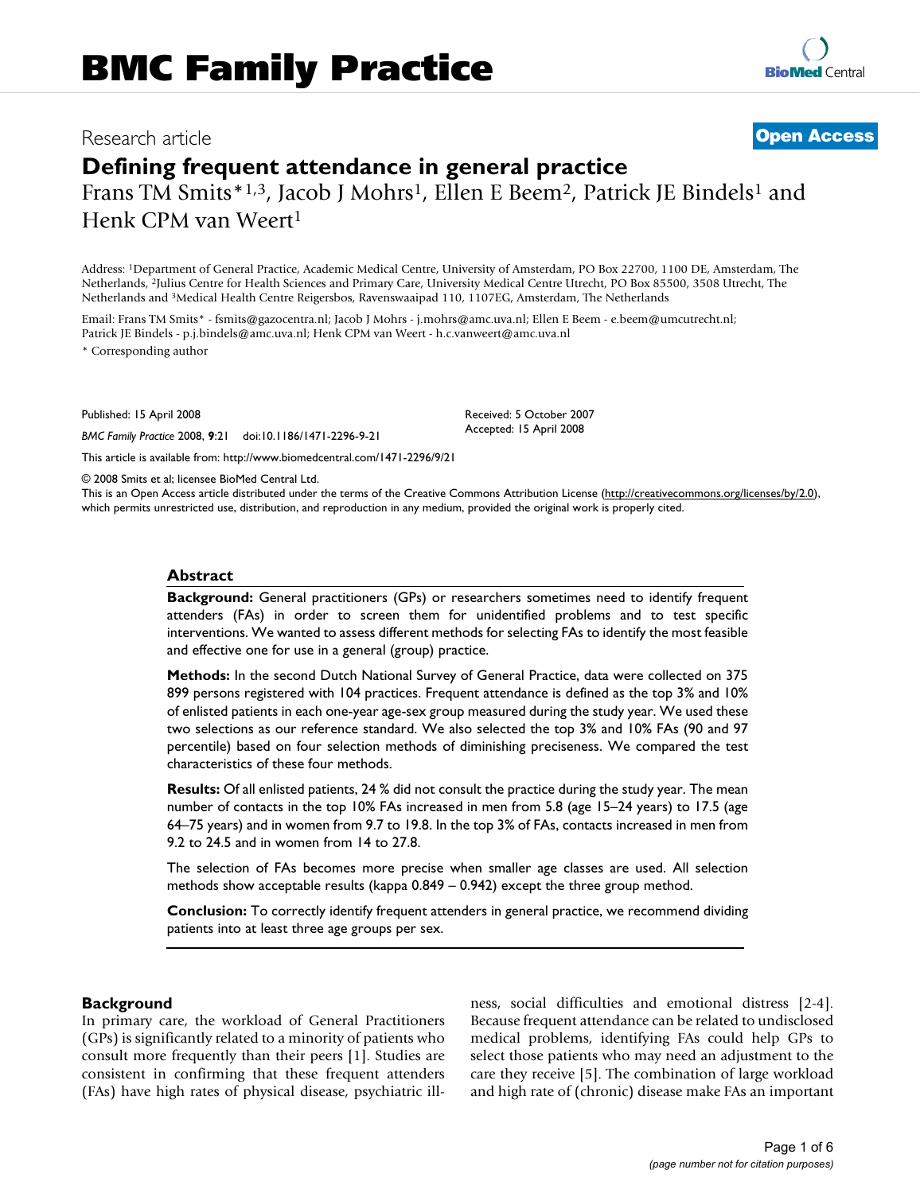BMC Family Practice

Research article

**Open Access**

# Defining frequent attendance in general practice

Frans TM Smits*[1,3], Jacob J Mohrs[1], Ellen E Beem[2], Patrick JE Bindels[1] and Henk CPM van Weert[1]

Address: [1]Department of General Practice, Academic Medical Centre, University of Amsterdam, PO Box 22700, 1100 DE, Amsterdam, The Netherlands, [2]Julius Centre for Health Sciences and Primary Care, University Medical Centre Utrecht, PO Box 85500, 3508 Utrecht, The Netherlands and [3]Medical Health Centre Reigersbos, Ravenswaaipad 110, 1107EG, Amsterdam, The Netherlands

Email: Frans TM Smits* - fsmits@gazocentra.nl; Jacob J Mohrs - j.mohrs@amc.uva.nl; Ellen E Beem - e.beem@umcutrecht.nl; Patrick JE Bindels - p.j.bindels@amc.uva.nl; Henk CPM van Weert - h.c.vanweert@amc.uva.nl

* Corresponding author

Published: 15 April 2008

*BMC Family Practice* 2008, **9**:21 doi:10.1186/1471-2296-9-21

Received: 5 October 2007
Accepted: 15 April 2008

This article is available from: http://www.biomedcentral.com/1471-2296/9/21

© 2008 Smits et al; licensee BioMed Central Ltd.
This is an Open Access article distributed under the terms of the Creative Commons Attribution License (http://creativecommons.org/licenses/by/2.0), which permits unrestricted use, distribution, and reproduction in any medium, provided the original work is properly cited.

## Abstract

**Background:** General practitioners (GPs) or researchers sometimes need to identify frequent attenders (FAs) in order to screen them for unidentified problems and to test specific interventions. We wanted to assess different methods for selecting FAs to identify the most feasible and effective one for use in a general (group) practice.

**Methods:** In the second Dutch National Survey of General Practice, data were collected on 375 899 persons registered with 104 practices. Frequent attendance is defined as the top 3% and 10% of enlisted patients in each one-year age-sex group measured during the study year. We used these two selections as our reference standard. We also selected the top 3% and 10% FAs (90 and 97 percentile) based on four selection methods of diminishing preciseness. We compared the test characteristics of these four methods.

**Results:** Of all enlisted patients, 24 % did not consult the practice during the study year. The mean number of contacts in the top 10% FAs increased in men from 5.8 (age 15–24 years) to 17.5 (age 64–75 years) and in women from 9.7 to 19.8. In the top 3% of FAs, contacts increased in men from 9.2 to 24.5 and in women from 14 to 27.8.

The selection of FAs becomes more precise when smaller age classes are used. All selection methods show acceptable results (kappa 0.849 – 0.942) except the three group method.

**Conclusion:** To correctly identify frequent attenders in general practice, we recommend dividing patients into at least three age groups per sex.

## Background

In primary care, the workload of General Practitioners (GPs) is significantly related to a minority of patients who consult more frequently than their peers [1]. Studies are consistent in confirming that these frequent attenders (FAs) have high rates of physical disease, psychiatric illness, social difficulties and emotional distress [2-4]. Because frequent attendance can be related to undisclosed medical problems, identifying FAs could help GPs to select those patients who may need an adjustment to the care they receive [5]. The combination of large workload and high rate of (chronic) disease make FAs an important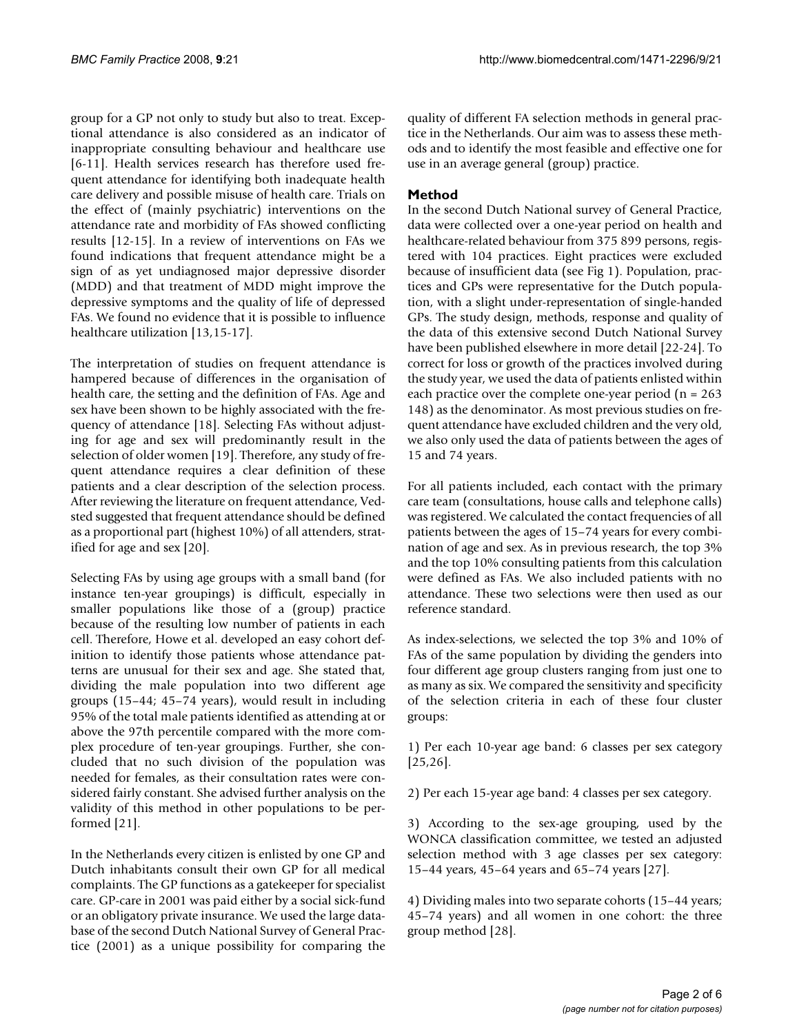group for a GP not only to study but also to treat. Exceptional attendance is also considered as an indicator of inappropriate consulting behaviour and healthcare use [6-11]. Health services research has therefore used frequent attendance for identifying both inadequate health care delivery and possible misuse of health care. Trials on the effect of (mainly psychiatric) interventions on the attendance rate and morbidity of FAs showed conflicting results [12-15]. In a review of interventions on FAs we found indications that frequent attendance might be a sign of as yet undiagnosed major depressive disorder (MDD) and that treatment of MDD might improve the depressive symptoms and the quality of life of depressed FAs. We found no evidence that it is possible to influence healthcare utilization [13,15-17].

The interpretation of studies on frequent attendance is hampered because of differences in the organisation of health care, the setting and the definition of FAs. Age and sex have been shown to be highly associated with the frequency of attendance [18]. Selecting FAs without adjusting for age and sex will predominantly result in the selection of older women [19]. Therefore, any study of frequent attendance requires a clear definition of these patients and a clear description of the selection process. After reviewing the literature on frequent attendance, Vedsted suggested that frequent attendance should be defined as a proportional part (highest 10%) of all attenders, stratified for age and sex [20].

Selecting FAs by using age groups with a small band (for instance ten-year groupings) is difficult, especially in smaller populations like those of a (group) practice because of the resulting low number of patients in each cell. Therefore, Howe et al. developed an easy cohort definition to identify those patients whose attendance patterns are unusual for their sex and age. She stated that, dividing the male population into two different age groups (15–44; 45–74 years), would result in including 95% of the total male patients identified as attending at or above the 97th percentile compared with the more complex procedure of ten-year groupings. Further, she concluded that no such division of the population was needed for females, as their consultation rates were considered fairly constant. She advised further analysis on the validity of this method in other populations to be performed [21].

In the Netherlands every citizen is enlisted by one GP and Dutch inhabitants consult their own GP for all medical complaints. The GP functions as a gatekeeper for specialist care. GP-care in 2001 was paid either by a social sick-fund or an obligatory private insurance. We used the large database of the second Dutch National Survey of General Practice (2001) as a unique possibility for comparing the quality of different FA selection methods in general practice in the Netherlands. Our aim was to assess these methods and to identify the most feasible and effective one for use in an average general (group) practice.

## Method

In the second Dutch National survey of General Practice, data were collected over a one-year period on health and healthcare-related behaviour from 375 899 persons, registered with 104 practices. Eight practices were excluded because of insufficient data (see Fig 1). Population, practices and GPs were representative for the Dutch population, with a slight under-representation of single-handed GPs. The study design, methods, response and quality of the data of this extensive second Dutch National Survey have been published elsewhere in more detail [22-24]. To correct for loss or growth of the practices involved during the study year, we used the data of patients enlisted within each practice over the complete one-year period (n = 263 148) as the denominator. As most previous studies on frequent attendance have excluded children and the very old, we also only used the data of patients between the ages of 15 and 74 years.

For all patients included, each contact with the primary care team (consultations, house calls and telephone calls) was registered. We calculated the contact frequencies of all patients between the ages of 15–74 years for every combination of age and sex. As in previous research, the top 3% and the top 10% consulting patients from this calculation were defined as FAs. We also included patients with no attendance. These two selections were then used as our reference standard.

As index-selections, we selected the top 3% and 10% of FAs of the same population by dividing the genders into four different age group clusters ranging from just one to as many as six. We compared the sensitivity and specificity of the selection criteria in each of these four cluster groups:

1) Per each 10-year age band: 6 classes per sex category [25,26].

2) Per each 15-year age band: 4 classes per sex category.

3) According to the sex-age grouping, used by the WONCA classification committee, we tested an adjusted selection method with 3 age classes per sex category: 15–44 years, 45–64 years and 65–74 years [27].

4) Dividing males into two separate cohorts (15–44 years; 45–74 years) and all women in one cohort: the three group method [28].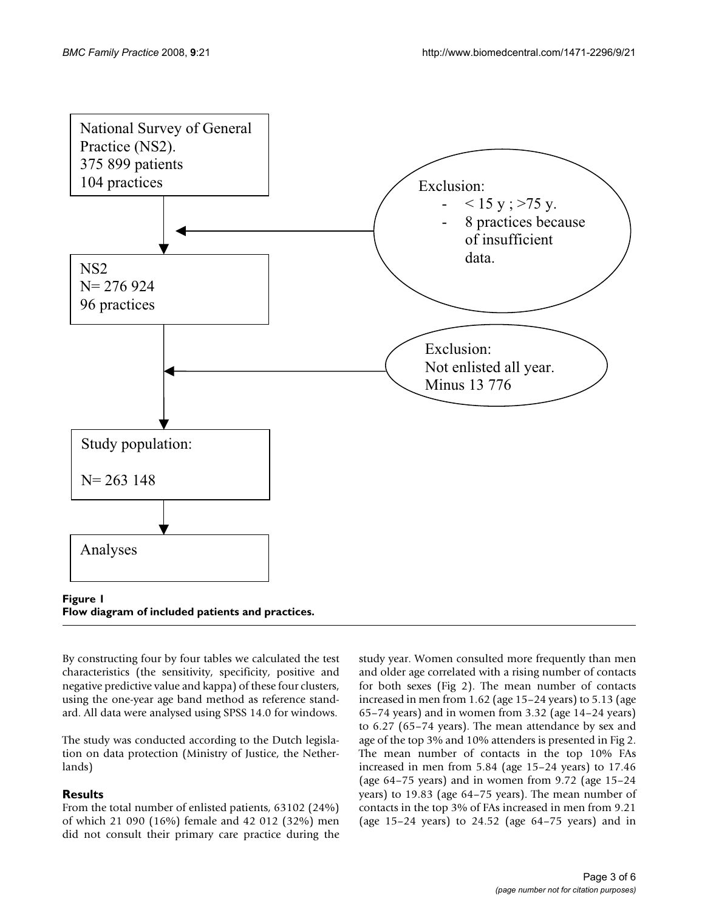National Survey of General Practice (NS2).
375 899 patients
104 practices

Exclusion:
- < 15 y ; >75 y.
- 8 practices because of insufficient data.

NS2
N= 276 924
96 practices

Exclusion:
Not enlisted all year.
Minus 13 776

Study population:

N= 263 148

Analyses

**Figure 1**
**Flow diagram of included patients and practices.**

By constructing four by four tables we calculated the test characteristics (the sensitivity, specificity, positive and negative predictive value and kappa) of these four clusters, using the one-year age band method as reference standard. All data were analysed using SPSS 14.0 for windows.

The study was conducted according to the Dutch legislation on data protection (Ministry of Justice, the Netherlands)

## Results

From the total number of enlisted patients, 63102 (24%) of which 21 090 (16%) female and 42 012 (32%) men did not consult their primary care practice during the study year. Women consulted more frequently than men and older age correlated with a rising number of contacts for both sexes (Fig 2). The mean number of contacts increased in men from 1.62 (age 15–24 years) to 5.13 (age 65–74 years) and in women from 3.32 (age 14–24 years) to 6.27 (65–74 years). The mean attendance by sex and age of the top 3% and 10% attenders is presented in Fig 2. The mean number of contacts in the top 10% FAs increased in men from 5.84 (age 15–24 years) to 17.46 (age 64–75 years) and in women from 9.72 (age 15–24 years) to 19.83 (age 64–75 years). The mean number of contacts in the top 3% of FAs increased in men from 9.21 (age 15–24 years) to 24.52 (age 64–75 years) and in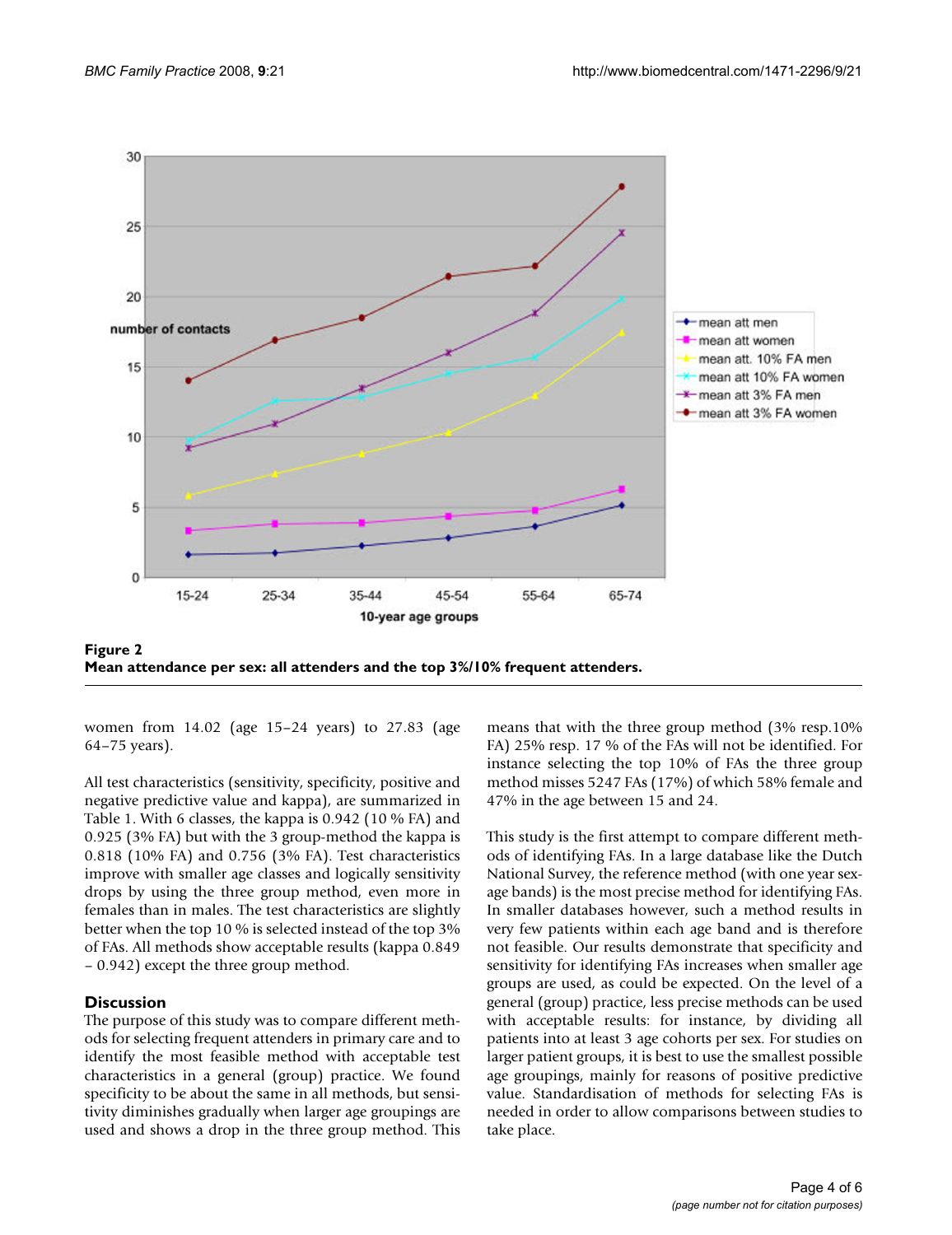**Figure 2**
**Mean attendance per sex: all attenders and the top 3%/10% frequent attenders.**

women from 14.02 (age 15–24 years) to 27.83 (age 64–75 years).

All test characteristics (sensitivity, specificity, positive and negative predictive value and kappa), are summarized in Table 1. With 6 classes, the kappa is 0.942 (10 % FA) and 0.925 (3% FA) but with the 3 group-method the kappa is 0.818 (10% FA) and 0.756 (3% FA). Test characteristics improve with smaller age classes and logically sensitivity drops by using the three group method, even more in females than in males. The test characteristics are slightly better when the top 10 % is selected instead of the top 3% of FAs. All methods show acceptable results (kappa 0.849 – 0.942) except the three group method.

## Discussion

The purpose of this study was to compare different methods for selecting frequent attenders in primary care and to identify the most feasible method with acceptable test characteristics in a general (group) practice. We found specificity to be about the same in all methods, but sensitivity diminishes gradually when larger age groupings are used and shows a drop in the three group method. This means that with the three group method (3% resp.10% FA) 25% resp. 17 % of the FAs will not be identified. For instance selecting the top 10% of FAs the three group method misses 5247 FAs (17%) of which 58% female and 47% in the age between 15 and 24.

This study is the first attempt to compare different methods of identifying FAs. In a large database like the Dutch National Survey, the reference method (with one year sex-age bands) is the most precise method for identifying FAs. In smaller databases however, such a method results in very few patients within each age band and is therefore not feasible. Our results demonstrate that specificity and sensitivity for identifying FAs increases when smaller age groups are used, as could be expected. On the level of a general (group) practice, less precise methods can be used with acceptable results: for instance, by dividing all patients into at least 3 age cohorts per sex. For studies on larger patient groups, it is best to use the smallest possible age groupings, mainly for reasons of positive predictive value. Standardisation of methods for selecting FAs is needed in order to allow comparisons between studies to take place.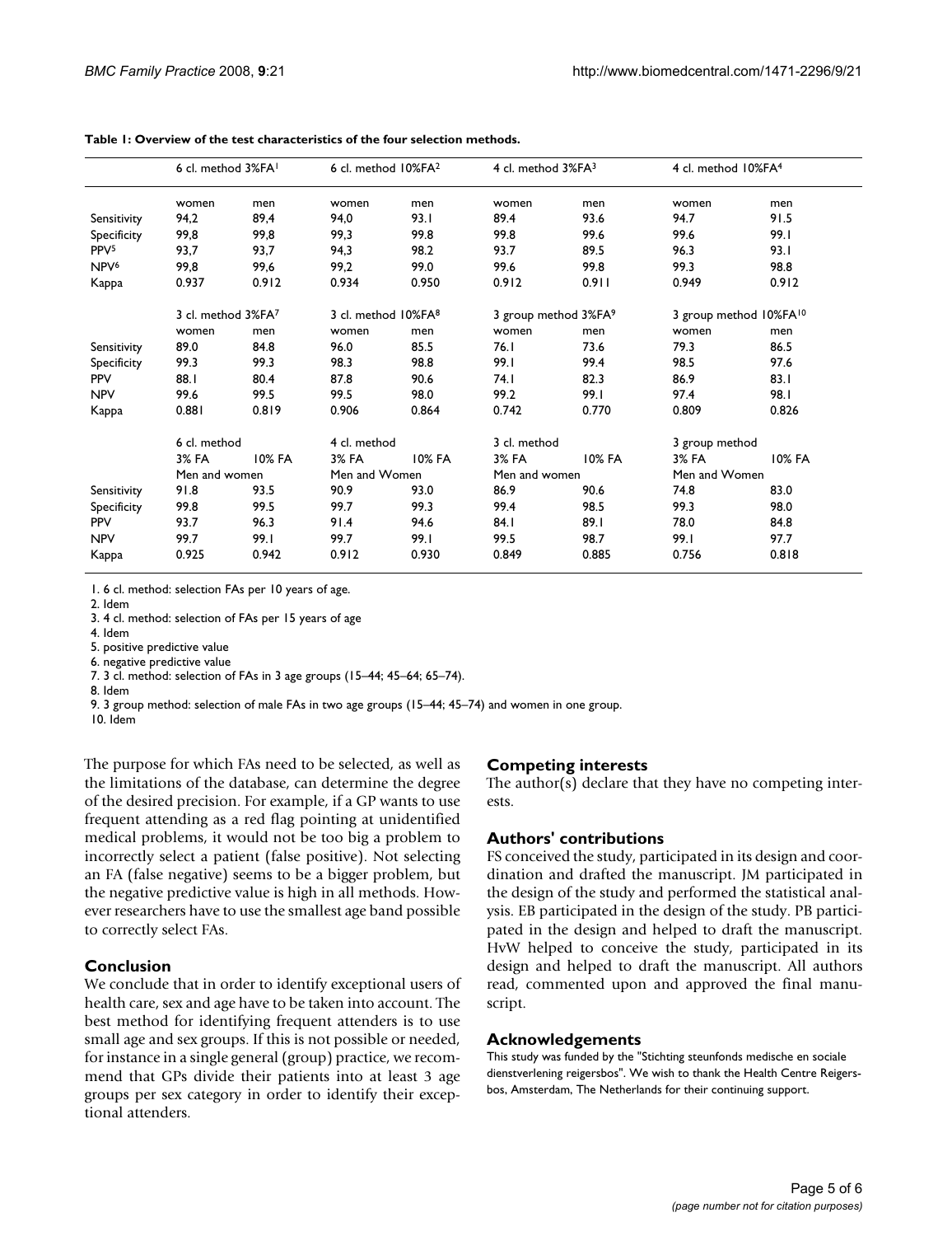**Table 1: Overview of the test characteristics of the four selection methods.**

| | 6 cl. method 3%FA[1] | | 6 cl. method 10%FA[2] | | 4 cl. method 3%FA[3] | | 4 cl. method 10%FA[4] | |
|---|---|---|---|---|---|---|---|---|
| | women | men | women | men | women | men | women | men |
| Sensitivity | 94,2 | 89,4 | 94,0 | 93.1 | 89.4 | 93.6 | 94.7 | 91.5 |
| Specificity | 99,8 | 99,8 | 99,3 | 99.8 | 99.8 | 99.6 | 99.6 | 99.1 |
| PPV[5] | 93,7 | 93,7 | 94,3 | 98.2 | 93.7 | 89.5 | 96.3 | 93.1 |
| NPV[6] | 99,8 | 99,6 | 99,2 | 99.0 | 99.6 | 99.8 | 99.3 | 98.8 |
| Kappa | 0.937 | 0.912 | 0.934 | 0.950 | 0.912 | 0.911 | 0.949 | 0.912 |
| | 3 cl. method 3%FA[7] | | 3 cl. method 10%FA[8] | | 3 group method 3%FA[9] | | 3 group method 10%FA[10] | |
| | women | men | women | men | women | men | women | men |
| Sensitivity | 89.0 | 84.8 | 96.0 | 85.5 | 76.1 | 73.6 | 79.3 | 86.5 |
| Specificity | 99.3 | 99.3 | 98.3 | 98.8 | 99.1 | 99.4 | 98.5 | 97.6 |
| PPV | 88.1 | 80.4 | 87.8 | 90.6 | 74.1 | 82.3 | 86.9 | 83.1 |
| NPV | 99.6 | 99.5 | 99.5 | 98.0 | 99.2 | 99.1 | 97.4 | 98.1 |
| Kappa | 0.881 | 0.819 | 0.906 | 0.864 | 0.742 | 0.770 | 0.809 | 0.826 |
| | 6 cl. method | | 4 cl. method | | 3 cl. method | | 3 group method | |
| | 3% FA | 10% FA | 3% FA | 10% FA | 3% FA | 10% FA | 3% FA | 10% FA |
| | Men and women | | Men and Women | | Men and women | | Men and Women | |
| Sensitivity | 91.8 | 93.5 | 90.9 | 93.0 | 86.9 | 90.6 | 74.8 | 83.0 |
| Specificity | 99.8 | 99.5 | 99.7 | 99.3 | 99.4 | 98.5 | 99.3 | 98.0 |
| PPV | 93.7 | 96.3 | 91.4 | 94.6 | 84.1 | 89.1 | 78.0 | 84.8 |
| NPV | 99.7 | 99.1 | 99.7 | 99.1 | 99.5 | 98.7 | 99.1 | 97.7 |
| Kappa | 0.925 | 0.942 | 0.912 | 0.930 | 0.849 | 0.885 | 0.756 | 0.818 |

1. 6 cl. method: selection FAs per 10 years of age.
2. Idem
3. 4 cl. method: selection of FAs per 15 years of age
4. Idem
5. positive predictive value
6. negative predictive value
7. 3 cl. method: selection of FAs in 3 age groups (15–44; 45–64; 65–74).
8. Idem
9. 3 group method: selection of male FAs in two age groups (15–44; 45–74) and women in one group.
10. Idem

The purpose for which FAs need to be selected, as well as the limitations of the database, can determine the degree of the desired precision. For example, if a GP wants to use frequent attending as a red flag pointing at unidentified medical problems, it would not be too big a problem to incorrectly select a patient (false positive). Not selecting an FA (false negative) seems to be a bigger problem, but the negative predictive value is high in all methods. However researchers have to use the smallest age band possible to correctly select FAs.

## Conclusion

We conclude that in order to identify exceptional users of health care, sex and age have to be taken into account. The best method for identifying frequent attenders is to use small age and sex groups. If this is not possible or needed, for instance in a single general (group) practice, we recommend that GPs divide their patients into at least 3 age groups per sex category in order to identify their exceptional attenders.

## Competing interests

The author(s) declare that they have no competing interests.

## Authors' contributions

FS conceived the study, participated in its design and coordination and drafted the manuscript. JM participated in the design of the study and performed the statistical analysis. EB participated in the design of the study. PB participated in the design and helped to draft the manuscript. HvW helped to conceive the study, participated in its design and helped to draft the manuscript. All authors read, commented upon and approved the final manuscript.

## Acknowledgements

This study was funded by the "Stichting steunfonds medische en sociale dienstverlening reigersbos". We wish to thank the Health Centre Reigersbos, Amsterdam, The Netherlands for their continuing support.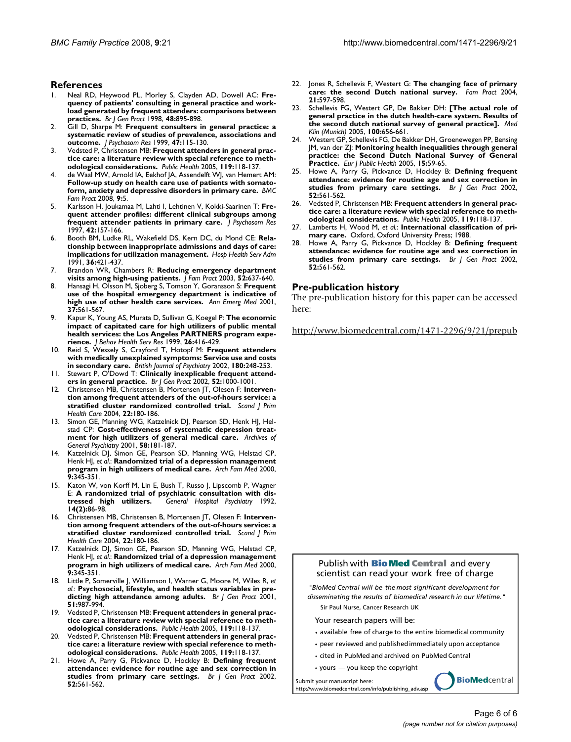## References

1. Neal RD, Heywood PL, Morley S, Clayden AD, Dowell AC: **Frequency of patients' consulting in general practice and workload generated by frequent attenders: comparisons between practices.** *Br J Gen Pract* 1998, **48:**895-898.
2. Gill D, Sharpe M: **Frequent consulters in general practice: a systematic review of studies of prevalence, associations and outcome.** *J Psychosom Res* 1999, **47:**115-130.
3. Vedsted P, Christensen MB: **Frequent attenders in general practice care: a literature review with special reference to methodological considerations.** *Public Health* 2005, **119:**118-137.
4. de Waal MW, Arnold IA, Eekhof JA, Assendelft WJ, van Hemert AM: **Follow-up study on health care use of patients with somatoform, anxiety and depressive disorders in primary care.** *BMC Fam Pract* 2008, **9:**5.
5. Karlsson H, Joukamaa M, Lahti I, Lehtinen V, Kokki-Saarinen T: **Frequent attender profiles: different clinical subgroups among frequent attender patients in primary care.** *J Psychosom Res* 1997, **42:**157-166.
6. Booth BM, Ludke RL, Wakefield DS, Kern DC, du Mond CE: **Relationship between inappropriate admissions and days of care: implications for utilization management.** *Hosp Health Serv Adm* 1991, **36:**421-437.
7. Brandon WR, Chambers R: **Reducing emergency department visits among high-using patients.** *J Fam Pract* 2003, **52:**637-640.
8. Hansagi H, Olsson M, Sjoberg S, Tomson Y, Goransson S: **Frequent use of the hospital emergency department is indicative of high use of other health care services.** *Ann Emerg Med* 2001, **37:**561-567.
9. Kapur K, Young AS, Murata D, Sullivan G, Koegel P: **The economic impact of capitated care for high utilizers of public mental health services: the Los Angeles PARTNERS program experience.** *J Behav Health Serv Res* 1999, **26:**416-429.
10. Reid S, Wessely S, Crayford T, Hotopf M: **Frequent attenders with medically unexplained symptoms: Service use and costs in secondary care.** *British Journal of Psychiatry* 2002, **180:**248-253.
11. Stewart P, O'Dowd T: **Clinically inexplicable frequent attenders in general practice.** *Br J Gen Pract* 2002, **52:**1000-1001.
12. Christensen MB, Christensen B, Mortensen JT, Olesen F: **Intervention among frequent attenders of the out-of-hours service: a stratified cluster randomized controlled trial.** *Scand J Prim Health Care* 2004, **22:**180-186.
13. Simon GE, Manning WG, Katzelnick DJ, Pearson SD, Henk HJ, Helstad CP: **Cost-effectiveness of systematic depression treatment for high utilizers of general medical care.** *Archives of General Psychiatry* 2001, **58:**181-187.
14. Katzelnick DJ, Simon GE, Pearson SD, Manning WG, Helstad CP, Henk HJ, *et al.*: **Randomized trial of a depression management program in high utilizers of medical care.** *Arch Fam Med* 2000, **9:**345-351.
15. Katon W, von Korff M, Lin E, Bush T, Russo J, Lipscomb P, Wagner E: **A randomized trial of psychiatric consultation with distressed high utilizers.** *General Hospital Psychiatry* 1992, **14(2):**86-98.
16. Christensen MB, Christensen B, Mortensen JT, Olesen F: **Intervention among frequent attenders of the out-of-hours service: a stratified cluster randomized controlled trial.** *Scand J Prim Health Care* 2004, **22:**180-186.
17. Katzelnick DJ, Simon GE, Pearson SD, Manning WG, Helstad CP, Henk HJ, *et al.*: **Randomized trial of a depression management program in high utilizers of medical care.** *Arch Fam Med* 2000, **9:**345-351.
18. Little P, Somerville J, Williamson I, Warner G, Moore M, Wiles R, *et al.*: **Psychosocial, lifestyle, and health status variables in predicting high attendance among adults.** *Br J Gen Pract* 2001, **51:**987-994.
19. Vedsted P, Christensen MB: **Frequent attenders in general practice care: a literature review with special reference to methodological considerations.** *Public Health* 2005, **119:**118-137.
20. Vedsted P, Christensen MB: **Frequent attenders in general practice care: a literature review with special reference to methodological considerations.** *Public Health* 2005, **119:**118-137.
21. Howe A, Parry G, Pickvance D, Hockley B: **Defining frequent attendance: evidence for routine age and sex correction in studies from primary care settings.** *Br J Gen Pract* 2002, **52:**561-562.
22. Jones R, Schellevis F, Westert G: **The changing face of primary care: the second Dutch national survey.** *Fam Pract* 2004, **21:**597-598.
23. Schellevis FG, Westert GP, De Bakker DH: **[The actual role of general practice in the dutch health-care system. Results of the second dutch national survey of general practice].** *Med Klin (Munich)* 2005, **100:**656-661.
24. Westert GP, Schellevis FG, De Bakker DH, Groenewegen PP, Bensing JM, van der ZJ: **Monitoring health inequalities through general practice: the Second Dutch National Survey of General Practice.** *Eur J Public Health* 2005, **15:**59-65.
25. Howe A, Parry G, Pickvance D, Hockley B: **Defining frequent attendance: evidence for routine age and sex correction in studies from primary care settings.** *Br J Gen Pract* 2002, **52:**561-562.
26. Vedsted P, Christensen MB: **Frequent attenders in general practice care: a literature review with special reference to methodological considerations.** *Public Health* 2005, **119:**118-137.
27. Lamberts H, Wood M, *et al.*: **International classification of primary care.** Oxford, Oxford University Press; 1988.
28. Howe A, Parry G, Pickvance D, Hockley B: **Defining frequent attendance: evidence for routine age and sex correction in studies from primary care settings.** *Br J Gen Pract* 2002, **52:**561-562.

## Pre-publication history

The pre-publication history for this paper can be accessed here:

http://www.biomedcentral.com/1471-2296/9/21/prepub

Publish with **BioMed Central** and every scientist can read your work free of charge

*"BioMed Central will be the most significant development for disseminating the results of biomedical research in our lifetime."*

Sir Paul Nurse, Cancer Research UK

Your research papers will be:

- available free of charge to the entire biomedical community
- peer reviewed and published immediately upon acceptance
- cited in PubMed and archived on PubMed Central
- yours — you keep the copyright

Submit your manuscript here:
http://www.biomedcentral.com/info/publishing_adv.asp

BioMedcentral